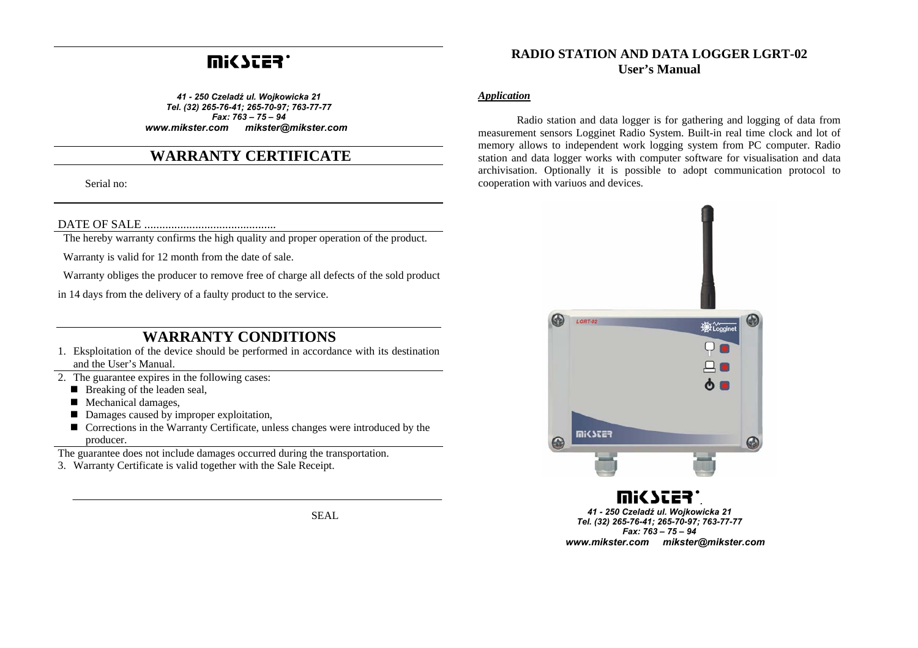# MiKSTER

*41 - 250 Czeladź ul. Wojkowicza 21*
*Tel. (32) 265-76-41; 265-70-97; 763-77-77*
*Fax: 763 – 75 – 94*
***www.mikster.com      mikster@mikster.com***

## WARRANTY CERTIFICATE

Serial no:

DATE OF SALE ............................................

The hereby warranty confirms the high quality and proper operation of the product.

Warranty is valid for 12 month from the date of sale.

Warranty obliges the producer to remove free of charge all defects of the sold product in 14 days from the delivery of a faulty product to the service.

## WARRANTY CONDITIONS

1. Eksploitation of the device should be performed in accordance with its destination and the User's Manual.
2. The guarantee expires in the following cases:
   - Breaking of the leaden seal,
   - Mechanical damages,
   - Damages caused by improper exploitation,
   - Corrections in the Warranty Certificate, unless changes were introduced by the producer.

The guarantee does not include damages occurred during the transportation.

3. Warranty Certificate is valid together with the Sale Receipt.

SEAL

# RADIO STATION AND DATA LOGGER LGRT-02
## User's Manual

***Application***

Radio station and data logger is for gathering and logging of data from measurement sensors Logginet Radio System. Built-in real time clock and lot of memory allows to independent work logging system from PC computer. Radio station and data logger works with computer software for visualisation and data archivisation. Optionally it is possible to adopt communication protocol to cooperation with variuos and devices.

# MiKSTER

*41 - 250 Czeladź ul. Wojkowicza 21*
*Tel. (32) 265-76-41; 265-70-97; 763-77-77*
*Fax: 763 – 75 – 94*
***www.mikster.com      mikster@mikster.com***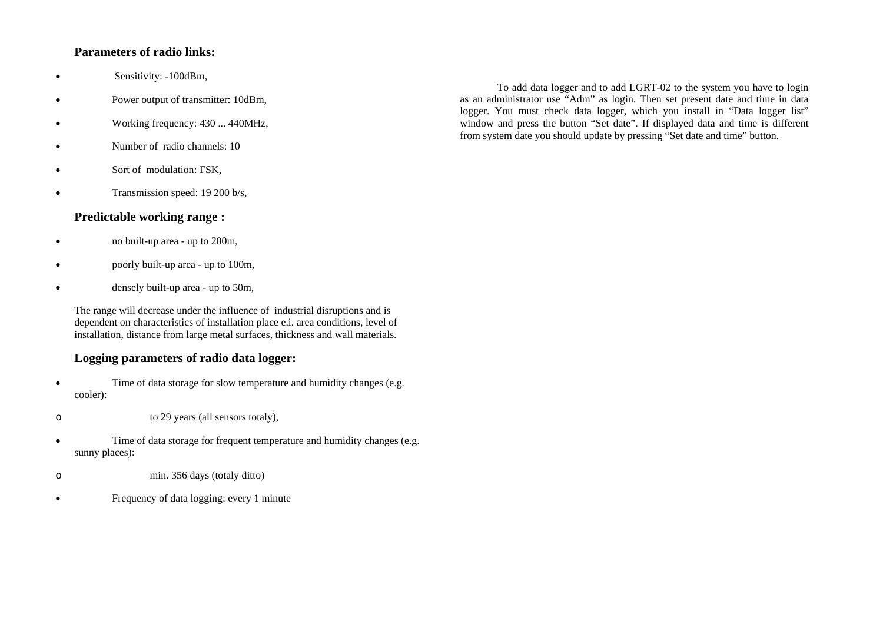**Parameters of radio links:**

- Sensitivity: -100dBm,
- Power output of transmitter: 10dBm,
- Working frequency: 430 ... 440MHz,
- Number of radio channels: 10
- Sort of modulation: FSK,
- Transmission speed: 19 200 b/s,

**Predictable working range :**

- no built-up area - up to 200m,
- poorly built-up area - up to 100m,
- densely built-up area - up to 50m,

The range will decrease under the influence of industrial disruptions and is dependent on characteristics of installation place e.i. area conditions, level of installation, distance from large metal surfaces, thickness and wall materials.

**Logging parameters of radio data logger:**

- Time of data storage for slow temperature and humidity changes (e.g. cooler):
  - to 29 years (all sensors totaly),
- Time of data storage for frequent temperature and humidity changes (e.g. sunny places):
  - min. 356 days (totaly ditto)
- Frequency of data logging: every 1 minute

To add data logger and to add LGRT-02 to the system you have to login as an administrator use "Adm" as login. Then set present date and time in data logger. You must check data logger, which you install in "Data logger list" window and press the button "Set date". If displayed data and time is different from system date you should update by pressing "Set date and time" button.